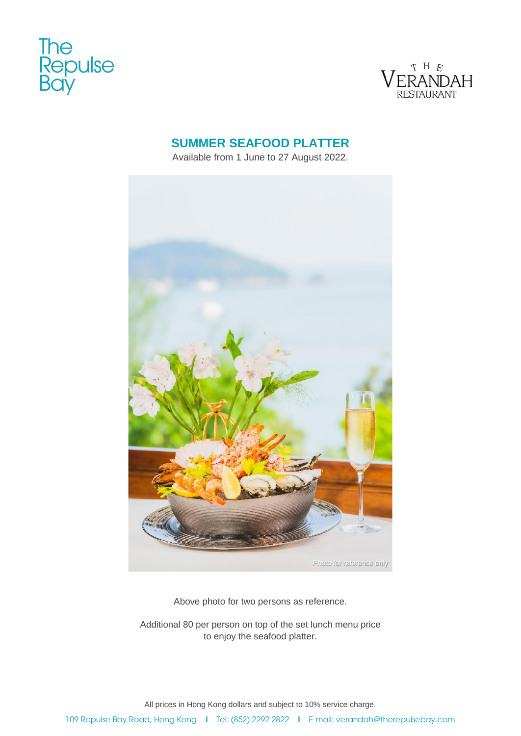The Repulse Bay

THE VERANDAH RESTAURANT

## SUMMER SEAFOOD PLATTER

Available from 1 June to 27 August 2022.

Above photo for two persons as reference.

Additional 80 per person on top of the set lunch menu price to enjoy the seafood platter.

All prices in Hong Kong dollars and subject to 10% service charge.

109 Repulse Bay Road, Hong Kong | Tel: (852) 2292 2822 | E-mail: verandah@therepulsebay.com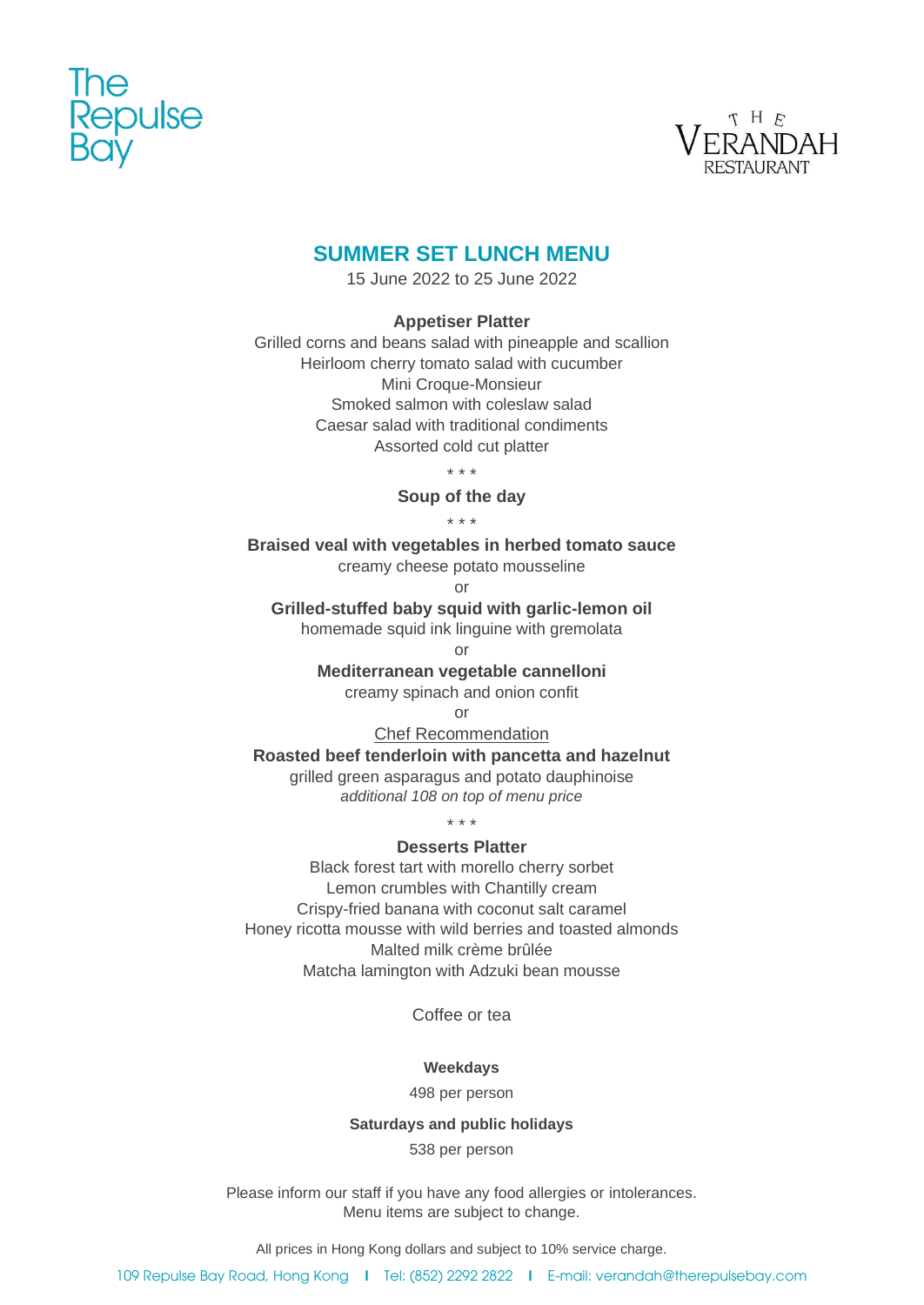The Repulse Bay

THE VERANDAH RESTAURANT

## SUMMER SET LUNCH MENU

15 June 2022 to 25 June 2022

**Appetiser Platter**

Grilled corns and beans salad with pineapple and scallion
Heirloom cherry tomato salad with cucumber
Mini Croque-Monsieur
Smoked salmon with coleslaw salad
Caesar salad with traditional condiments
Assorted cold cut platter

* * *

**Soup of the day**

* * *

**Braised veal with vegetables in herbed tomato sauce**
creamy cheese potato mousseline

or

**Grilled-stuffed baby squid with garlic-lemon oil**
homemade squid ink linguine with gremolata

or

**Mediterranean vegetable cannelloni**
creamy spinach and onion confit

or

Chef Recommendation

**Roasted beef tenderloin with pancetta and hazelnut**
grilled green asparagus and potato dauphinoise
*additional 108 on top of menu price*

* * *

**Desserts Platter**

Black forest tart with morello cherry sorbet
Lemon crumbles with Chantilly cream
Crispy-fried banana with coconut salt caramel
Honey ricotta mousse with wild berries and toasted almonds
Malted milk crème brûlée
Matcha lamington with Adzuki bean mousse

Coffee or tea

**Weekdays**

498 per person

**Saturdays and public holidays**

538 per person

Please inform our staff if you have any food allergies or intolerances.
Menu items are subject to change.

All prices in Hong Kong dollars and subject to 10% service charge.

109 Repulse Bay Road, Hong Kong | Tel: (852) 2292 2822 | E-mail: verandah@therepulsebay.com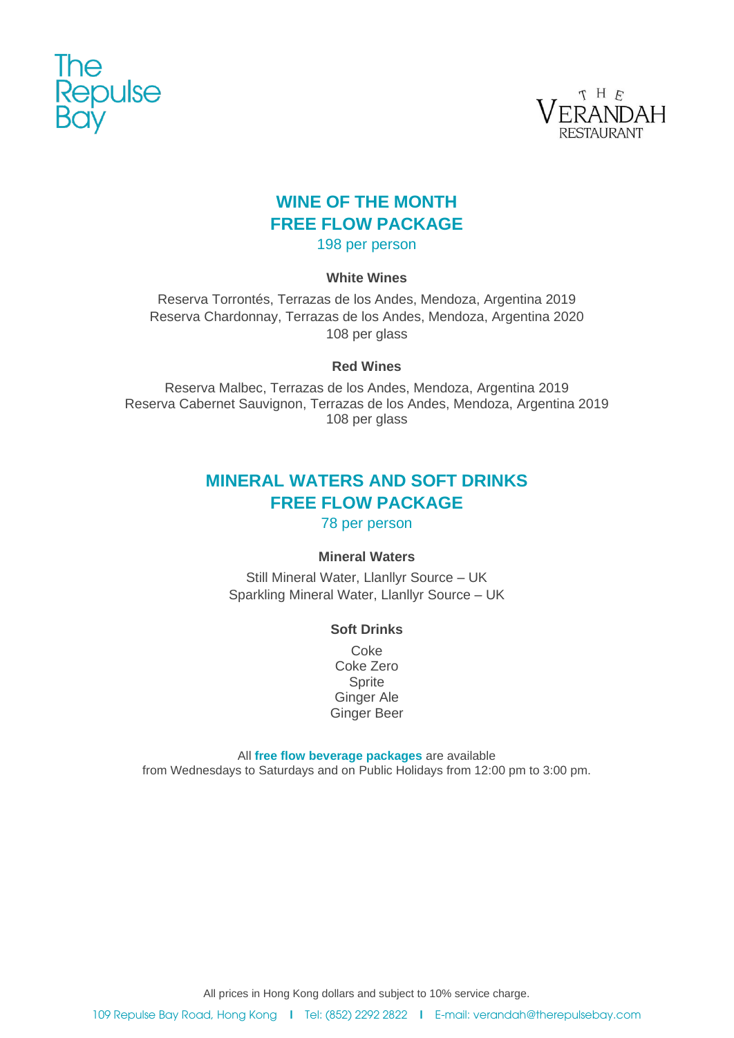The Repulse Bay

THE VERANDAH RESTAURANT

## WINE OF THE MONTH
## FREE FLOW PACKAGE

198 per person

**White Wines**

Reserva Torrontés, Terrazas de los Andes, Mendoza, Argentina 2019
Reserva Chardonnay, Terrazas de los Andes, Mendoza, Argentina 2020
108 per glass

**Red Wines**

Reserva Malbec, Terrazas de los Andes, Mendoza, Argentina 2019
Reserva Cabernet Sauvignon, Terrazas de los Andes, Mendoza, Argentina 2019
108 per glass

## MINERAL WATERS AND SOFT DRINKS
## FREE FLOW PACKAGE

78 per person

**Mineral Waters**

Still Mineral Water, Llanllyr Source – UK
Sparkling Mineral Water, Llanllyr Source – UK

**Soft Drinks**

Coke
Coke Zero
Sprite
Ginger Ale
Ginger Beer

All **free flow beverage packages** are available
from Wednesdays to Saturdays and on Public Holidays from 12:00 pm to 3:00 pm.

All prices in Hong Kong dollars and subject to 10% service charge.

109 Repulse Bay Road, Hong Kong | Tel: (852) 2292 2822 | E-mail: verandah@therepulsebay.com